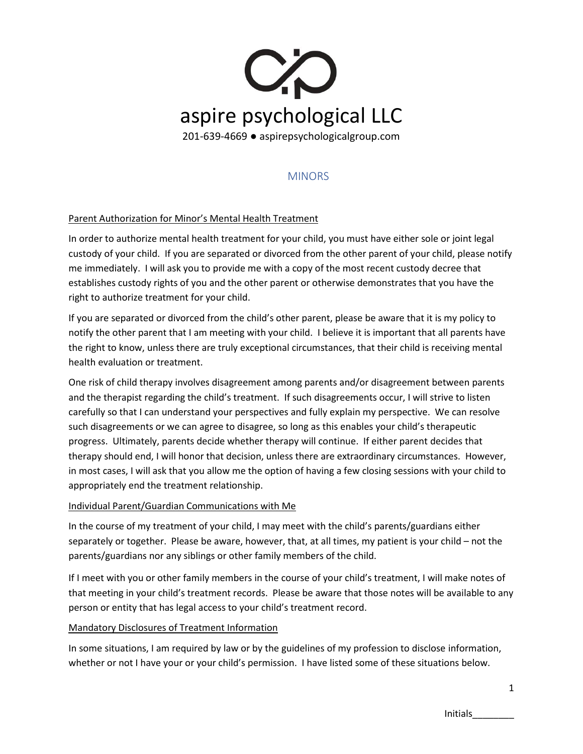# aspire psychological LLC

201-639-4669 ● aspirepsychologicalgroup.com

## MINORS

### Parent Authorization for Minor's Mental Health Treatment

In order to authorize mental health treatment for your child, you must have either sole or joint legal custody of your child. If you are separated or divorced from the other parent of your child, please notify me immediately. I will ask you to provide me with a copy of the most recent custody decree that establishes custody rights of you and the other parent or otherwise demonstrates that you have the right to authorize treatment for your child.

If you are separated or divorced from the child's other parent, please be aware that it is my policy to notify the other parent that I am meeting with your child. I believe it is important that all parents have the right to know, unless there are truly exceptional circumstances, that their child is receiving mental health evaluation or treatment.

One risk of child therapy involves disagreement among parents and/or disagreement between parents and the therapist regarding the child's treatment. If such disagreements occur, I will strive to listen carefully so that I can understand your perspectives and fully explain my perspective. We can resolve such disagreements or we can agree to disagree, so long as this enables your child's therapeutic progress. Ultimately, parents decide whether therapy will continue. If either parent decides that therapy should end, I will honor that decision, unless there are extraordinary circumstances. However, in most cases, I will ask that you allow me the option of having a few closing sessions with your child to appropriately end the treatment relationship.

### Individual Parent/Guardian Communications with Me

In the course of my treatment of your child, I may meet with the child's parents/guardians either separately or together. Please be aware, however, that, at all times, my patient is your child – not the parents/guardians nor any siblings or other family members of the child.

If I meet with you or other family members in the course of your child's treatment, I will make notes of that meeting in your child's treatment records. Please be aware that those notes will be available to any person or entity that has legal access to your child's treatment record.

### Mandatory Disclosures of Treatment Information

In some situations, I am required by law or by the guidelines of my profession to disclose information, whether or not I have your or your child's permission. I have listed some of these situations below.

Initials________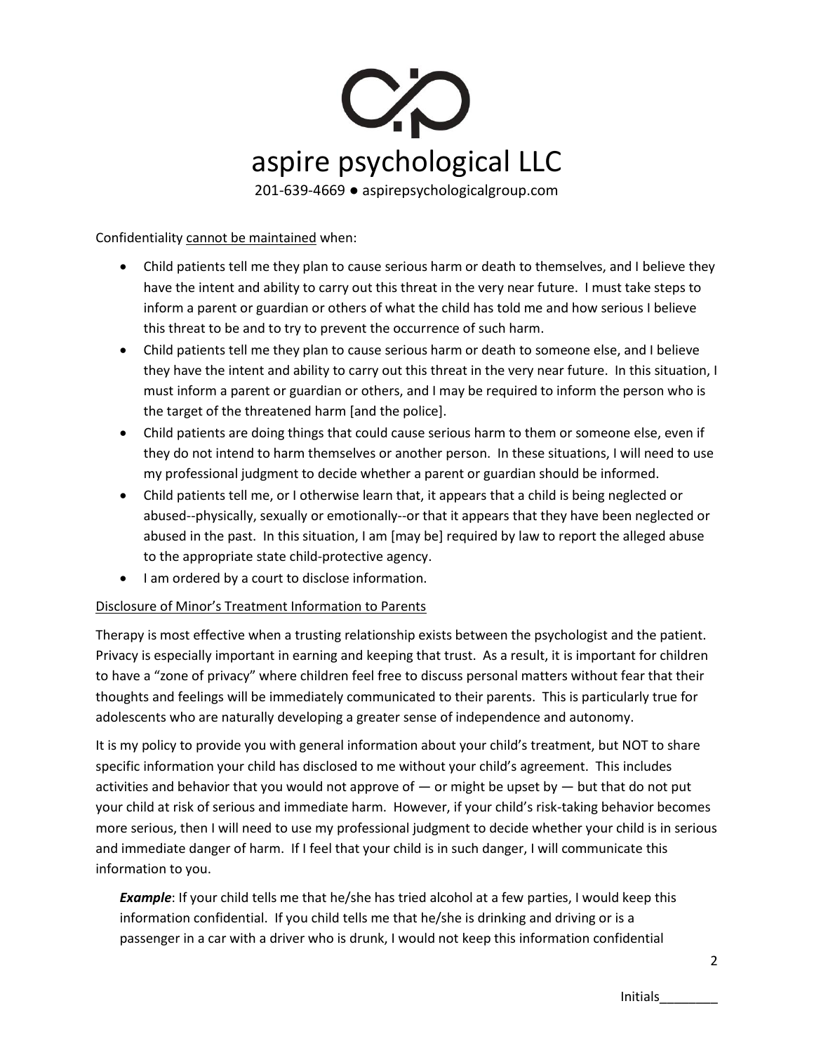Confidentiality cannot be maintained when:

- Child patients tell me they plan to cause serious harm or death to themselves, and I believe they have the intent and ability to carry out this threat in the very near future. I must take steps to inform a parent or guardian or others of what the child has told me and how serious I believe this threat to be and to try to prevent the occurrence of such harm.
- Child patients tell me they plan to cause serious harm or death to someone else, and I believe they have the intent and ability to carry out this threat in the very near future. In this situation, I must inform a parent or guardian or others, and I may be required to inform the person who is the target of the threatened harm [and the police].
- Child patients are doing things that could cause serious harm to them or someone else, even if they do not intend to harm themselves or another person. In these situations, I will need to use my professional judgment to decide whether a parent or guardian should be informed.
- Child patients tell me, or I otherwise learn that, it appears that a child is being neglected or abused--physically, sexually or emotionally--or that it appears that they have been neglected or abused in the past. In this situation, I am [may be] required by law to report the alleged abuse to the appropriate state child-protective agency.
- I am ordered by a court to disclose information.

Disclosure of Minor's Treatment Information to Parents

Therapy is most effective when a trusting relationship exists between the psychologist and the patient. Privacy is especially important in earning and keeping that trust. As a result, it is important for children to have a "zone of privacy" where children feel free to discuss personal matters without fear that their thoughts and feelings will be immediately communicated to their parents. This is particularly true for adolescents who are naturally developing a greater sense of independence and autonomy.

It is my policy to provide you with general information about your child's treatment, but NOT to share specific information your child has disclosed to me without your child's agreement. This includes activities and behavior that you would not approve of — or might be upset by — but that do not put your child at risk of serious and immediate harm. However, if your child's risk-taking behavior becomes more serious, then I will need to use my professional judgment to decide whether your child is in serious and immediate danger of harm. If I feel that your child is in such danger, I will communicate this information to you.

***Example***: If your child tells me that he/she has tried alcohol at a few parties, I would keep this information confidential. If you child tells me that he/she is drinking and driving or is a passenger in a car with a driver who is drunk, I would not keep this information confidential

Initials________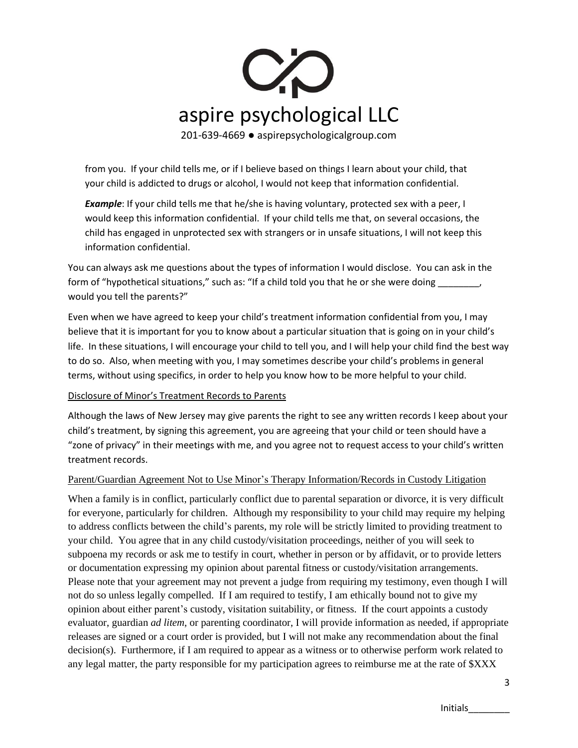from you. If your child tells me, or if I believe based on things I learn about your child, that your child is addicted to drugs or alcohol, I would not keep that information confidential.

***Example***: If your child tells me that he/she is having voluntary, protected sex with a peer, I would keep this information confidential. If your child tells me that, on several occasions, the child has engaged in unprotected sex with strangers or in unsafe situations, I will not keep this information confidential.

You can always ask me questions about the types of information I would disclose. You can ask in the form of "hypothetical situations," such as: "If a child told you that he or she were doing ________, would you tell the parents?"

Even when we have agreed to keep your child's treatment information confidential from you, I may believe that it is important for you to know about a particular situation that is going on in your child's life. In these situations, I will encourage your child to tell you, and I will help your child find the best way to do so. Also, when meeting with you, I may sometimes describe your child's problems in general terms, without using specifics, in order to help you know how to be more helpful to your child.

<u>Disclosure of Minor's Treatment Records to Parents</u>

Although the laws of New Jersey may give parents the right to see any written records I keep about your child's treatment, by signing this agreement, you are agreeing that your child or teen should have a "zone of privacy" in their meetings with me, and you agree not to request access to your child's written treatment records.

<u>Parent/Guardian Agreement Not to Use Minor's Therapy Information/Records in Custody Litigation</u>

When a family is in conflict, particularly conflict due to parental separation or divorce, it is very difficult for everyone, particularly for children. Although my responsibility to your child may require my helping to address conflicts between the child's parents, my role will be strictly limited to providing treatment to your child. You agree that in any child custody/visitation proceedings, neither of you will seek to subpoena my records or ask me to testify in court, whether in person or by affidavit, or to provide letters or documentation expressing my opinion about parental fitness or custody/visitation arrangements. Please note that your agreement may not prevent a judge from requiring my testimony, even though I will not do so unless legally compelled. If I am required to testify, I am ethically bound not to give my opinion about either parent's custody, visitation suitability, or fitness. If the court appoints a custody evaluator, guardian *ad litem*, or parenting coordinator, I will provide information as needed, if appropriate releases are signed or a court order is provided, but I will not make any recommendation about the final decision(s). Furthermore, if I am required to appear as a witness or to otherwise perform work related to any legal matter, the party responsible for my participation agrees to reimburse me at the rate of $XXX

Initials________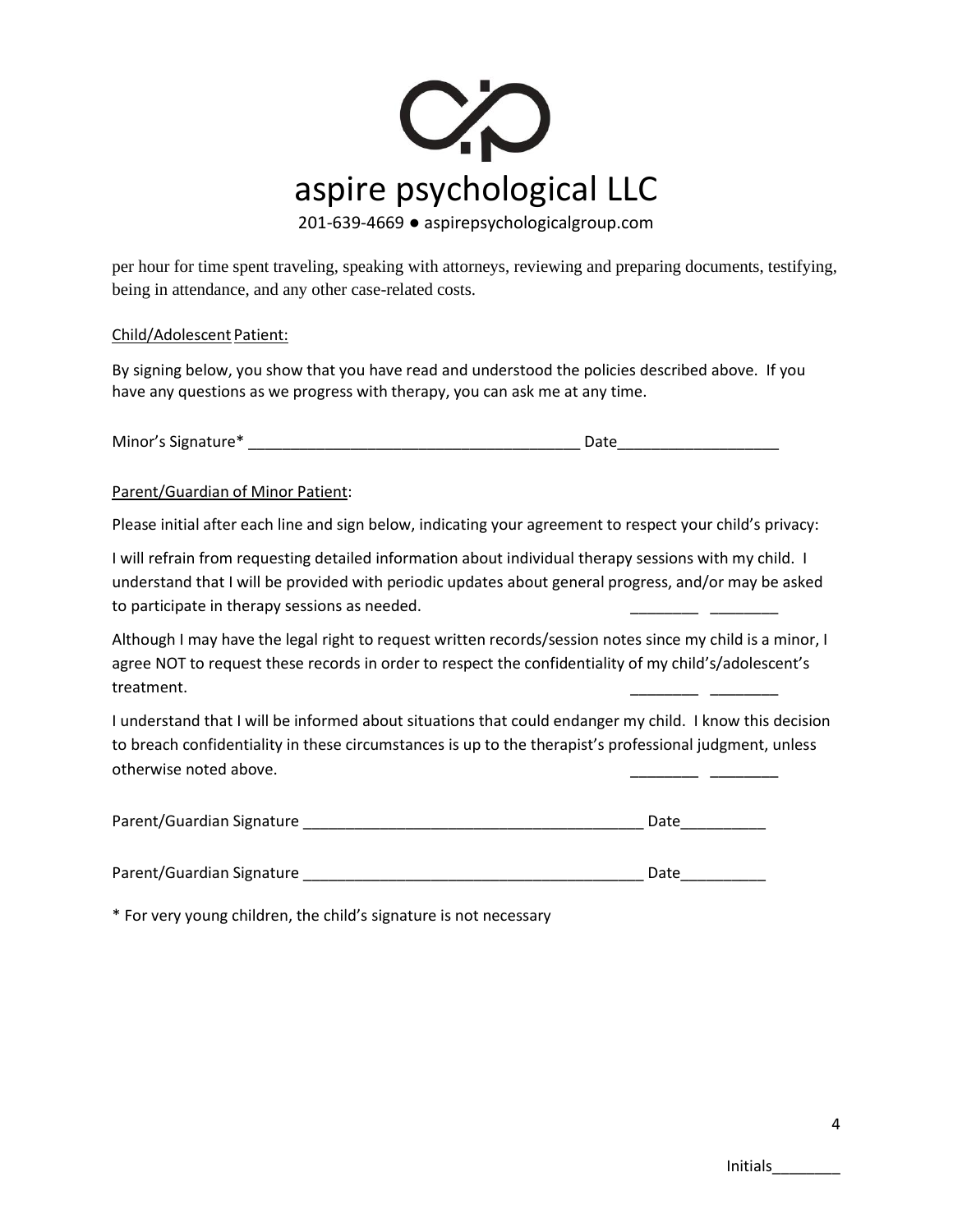per hour for time spent traveling, speaking with attorneys, reviewing and preparing documents, testifying, being in attendance, and any other case-related costs.

Child/Adolescent Patient:

By signing below, you show that you have read and understood the policies described above. If you have any questions as we progress with therapy, you can ask me at any time.

Minor's Signature* _______________________________________ Date___________________

Parent/Guardian of Minor Patient:

Please initial after each line and sign below, indicating your agreement to respect your child's privacy:

I will refrain from requesting detailed information about individual therapy sessions with my child. I understand that I will be provided with periodic updates about general progress, and/or may be asked to participate in therapy sessions as needed. ________ ________

Although I may have the legal right to request written records/session notes since my child is a minor, I agree NOT to request these records in order to respect the confidentiality of my child's/adolescent's treatment. ________ ________

I understand that I will be informed about situations that could endanger my child. I know this decision to breach confidentiality in these circumstances is up to the therapist's professional judgment, unless otherwise noted above. ________ ________

Parent/Guardian Signature ________________________________________ Date__________

Parent/Guardian Signature ________________________________________ Date__________

* For very young children, the child's signature is not necessary

Initials________